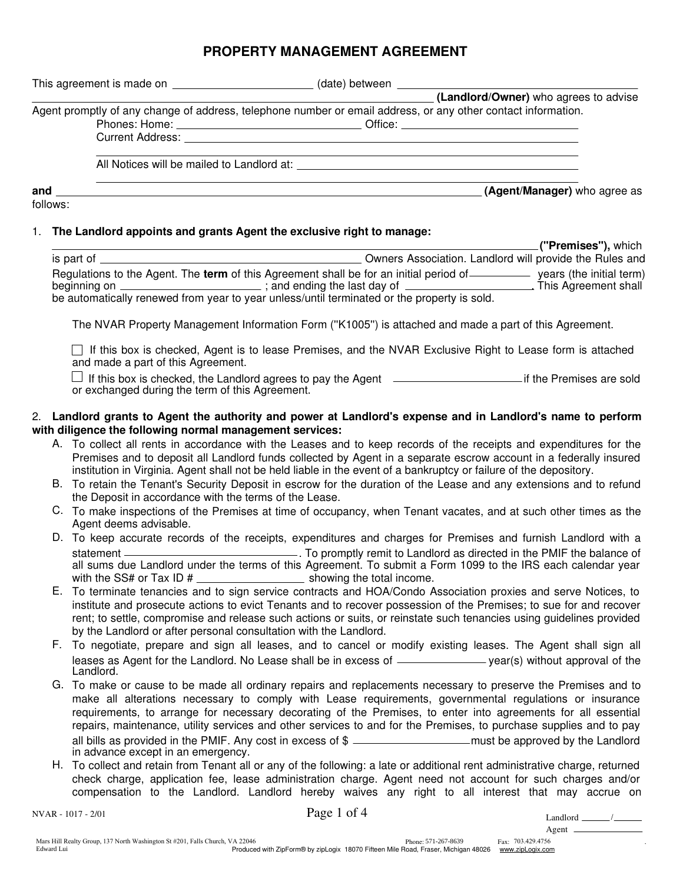# PROPERTY MANAGEMENT AGREEMENT

This agreement is made on ______________________ (date) between ______________________________________________ **(Landlord/Owner)** who agrees to advise Agent promptly of any change of address, telephone number or email address, or any other contact information.

Phones: Home: ______________________ Office: ______________________

Current Address: ______________________________________________

All Notices will be mailed to Landlord at: ______________________________________________

**and** ______________________________________________ **(Agent/Manager)** who agree as follows:

1. **The Landlord appoints and grants Agent the exclusive right to manage:**

   ______________________________________________ **("Premises"),** which is part of ______________________ Owners Association. Landlord will provide the Rules and Regulations to the Agent. The **term** of this Agreement shall be for an initial period of __________ years (the initial term) beginning on ______________________ ; and ending the last day of ______________________. This Agreement shall be automatically renewed from year to year unless/until terminated or the property is sold.

   The NVAR Property Management Information Form ("K1005") is attached and made a part of this Agreement.

   ☐ If this box is checked, Agent is to lease Premises, and the NVAR Exclusive Right to Lease form is attached and made a part of this Agreement.

   ☐ If this box is checked, the Landlord agrees to pay the Agent ______________________ if the Premises are sold or exchanged during the term of this Agreement.

2. **Landlord grants to Agent the authority and power at Landlord's expense and in Landlord's name to perform with diligence the following normal management services:**

   A. To collect all rents in accordance with the Leases and to keep records of the receipts and expenditures for the Premises and to deposit all Landlord funds collected by Agent in a separate escrow account in a federally insured institution in Virginia. Agent shall not be held liable in the event of a bankruptcy or failure of the depository.

   B. To retain the Tenant's Security Deposit in escrow for the duration of the Lease and any extensions and to refund the Deposit in accordance with the terms of the Lease.

   C. To make inspections of the Premises at time of occupancy, when Tenant vacates, and at such other times as the Agent deems advisable.

   D. To keep accurate records of the receipts, expenditures and charges for Premises and furnish Landlord with a statement ______________________. To promptly remit to Landlord as directed in the PMIF the balance of all sums due Landlord under the terms of this Agreement. To submit a Form 1099 to the IRS each calendar year with the SS# or Tax ID # ______________ showing the total income.

   E. To terminate tenancies and to sign service contracts and HOA/Condo Association proxies and serve Notices, to institute and prosecute actions to evict Tenants and to recover possession of the Premises; to sue for and recover rent; to settle, compromise and release such actions or suits, or reinstate such tenancies using guidelines provided by the Landlord or after personal consultation with the Landlord.

   F. To negotiate, prepare and sign all leases, and to cancel or modify existing leases. The Agent shall sign all leases as Agent for the Landlord. No Lease shall be in excess of ______________ year(s) without approval of the Landlord.

   G. To make or cause to be made all ordinary repairs and replacements necessary to preserve the Premises and to make all alterations necessary to comply with Lease requirements, governmental regulations or insurance requirements, to arrange for necessary decorating of the Premises, to enter into agreements for all essential repairs, maintenance, utility services and other services to and for the Premises, to purchase supplies and to pay all bills as provided in the PMIF. Any cost in excess of $ ______________ must be approved by the Landlord in advance except in an emergency.

   H. To collect and retain from Tenant all or any of the following: a late or additional rent administrative charge, returned check charge, application fee, lease administration charge. Agent need not account for such charges and/or compensation to the Landlord. Landlord hereby waives any right to all interest that may accrue on

NVAR - 1017 - 2/01

Landlord ______/______

Agent ______

Mars Hill Realty Group, 137 North Washington St #201, Falls Church, VA 22046 Phone: 571-267-8639 Fax: 703.429.4756
Edward Lui
Produced with ZipForm® by zipLogix 18070 Fifteen Mile Road, Fraser, Michigan 48026 www.zipLogix.com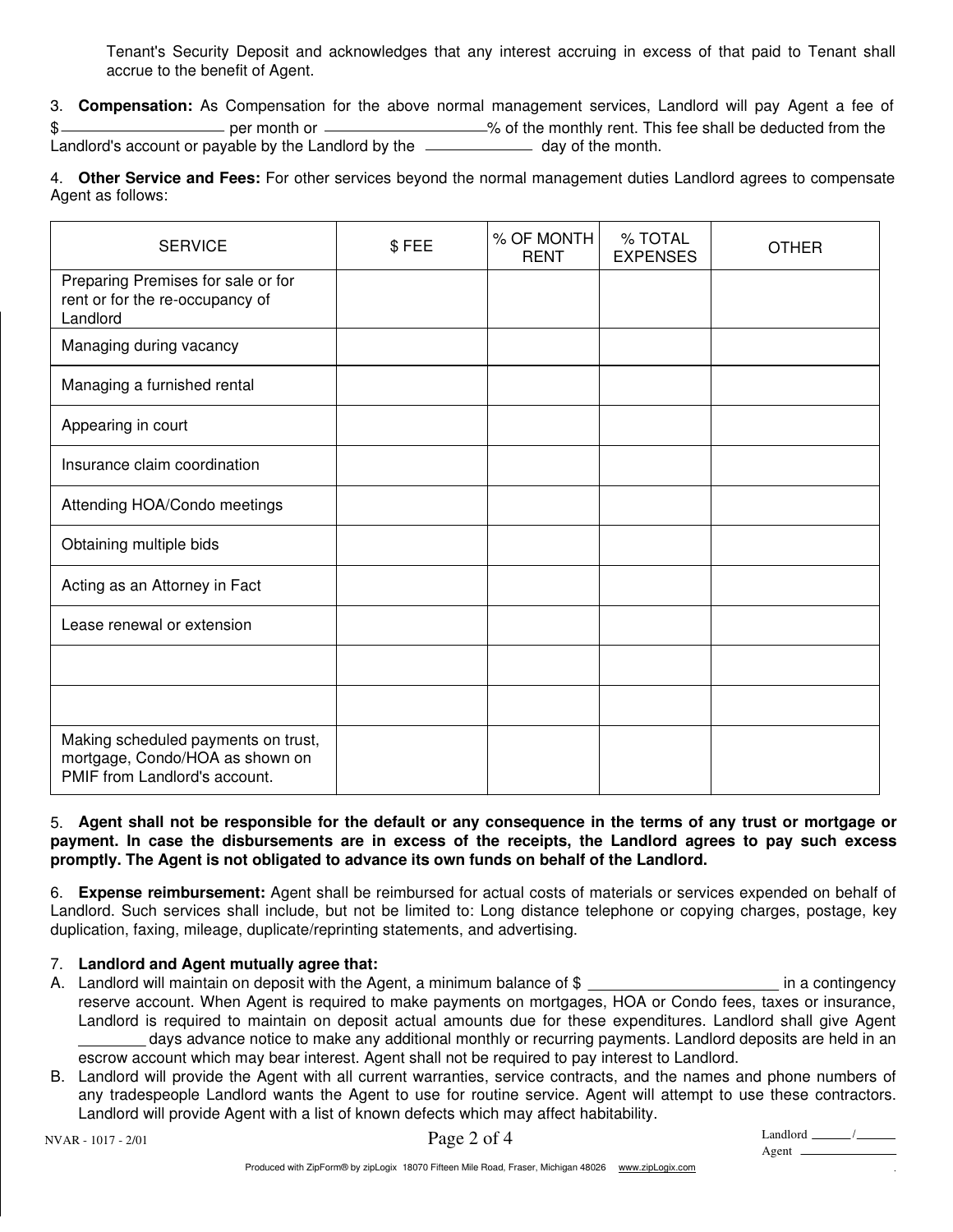Tenant's Security Deposit and acknowledges that any interest accruing in excess of that paid to Tenant shall accrue to the benefit of Agent.

3. **Compensation:** As Compensation for the above normal management services, Landlord will pay Agent a fee of $____________________ per month or ____________________% of the monthly rent. This fee shall be deducted from the Landlord's account or payable by the Landlord by the ______________ day of the month.

4. **Other Service and Fees:** For other services beyond the normal management duties Landlord agrees to compensate Agent as follows:

| SERVICE | $ FEE | % OF MONTH RENT | % TOTAL EXPENSES | OTHER |
|---|---|---|---|---|
| Preparing Premises for sale or for rent or for the re-occupancy of Landlord | | | | |
| Managing during vacancy | | | | |
| Managing a furnished rental | | | | |
| Appearing in court | | | | |
| Insurance claim coordination | | | | |
| Attending HOA/Condo meetings | | | | |
| Obtaining multiple bids | | | | |
| Acting as an Attorney in Fact | | | | |
| Lease renewal or extension | | | | |
| | | | | |
| | | | | |
| Making scheduled payments on trust, mortgage, Condo/HOA as shown on PMIF from Landlord's account. | | | | |

5. **Agent shall not be responsible for the default or any consequence in the terms of any trust or mortgage or payment. In case the disbursements are in excess of the receipts, the Landlord agrees to pay such excess promptly. The Agent is not obligated to advance its own funds on behalf of the Landlord.**

6. **Expense reimbursement:** Agent shall be reimbursed for actual costs of materials or services expended on behalf of Landlord. Such services shall include, but not be limited to: Long distance telephone or copying charges, postage, key duplication, faxing, mileage, duplicate/reprinting statements, and advertising.

7. **Landlord and Agent mutually agree that:**

A. Landlord will maintain on deposit with the Agent, a minimum balance of $ ______________________ in a contingency reserve account. When Agent is required to make payments on mortgages, HOA or Condo fees, taxes or insurance, Landlord is required to maintain on deposit actual amounts due for these expenditures. Landlord shall give Agent ________ days advance notice to make any additional monthly or recurring payments. Landlord deposits are held in an escrow account which may bear interest. Agent shall not be required to pay interest to Landlord.

B. Landlord will provide the Agent with all current warranties, service contracts, and the names and phone numbers of any tradespeople Landlord wants the Agent to use for routine service. Agent will attempt to use these contractors. Landlord will provide Agent with a list of known defects which may affect habitability.

NVAR - 1017 - 2/01

Landlord ______/______
Agent ______________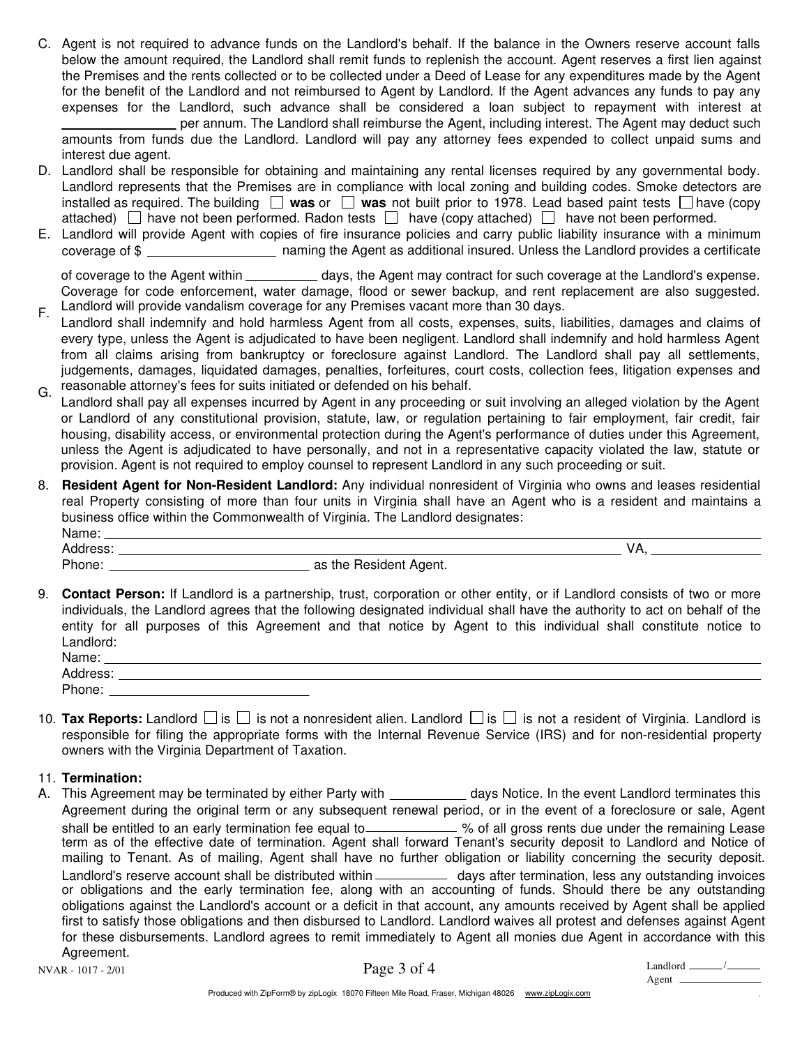C. Agent is not required to advance funds on the Landlord's behalf. If the balance in the Owners reserve account falls below the amount required, the Landlord shall remit funds to replenish the account. Agent reserves a first lien against the Premises and the rents collected or to be collected under a Deed of Lease for any expenditures made by the Agent for the benefit of the Landlord and not reimbursed to Agent by Landlord. If the Agent advances any funds to pay any expenses for the Landlord, such advance shall be considered a loan subject to repayment with interest at _______________ per annum. The Landlord shall reimburse the Agent, including interest. The Agent may deduct such amounts from funds due the Landlord. Landlord will pay any attorney fees expended to collect unpaid sums and interest due agent.

D. Landlord shall be responsible for obtaining and maintaining any rental licenses required by any governmental body. Landlord represents that the Premises are in compliance with local zoning and building codes. Smoke detectors are installed as required. The building ☐ **was** or ☐ **was** not built prior to 1978. Lead based paint tests ☐ have (copy attached) ☐ have not been performed. Radon tests ☐ have (copy attached) ☐ have not been performed.

E. Landlord will provide Agent with copies of fire insurance policies and carry public liability insurance with a minimum coverage of $ _________________ naming the Agent as additional insured. Unless the Landlord provides a certificate of coverage to the Agent within __________ days, the Agent may contract for such coverage at the Landlord's expense. Coverage for code enforcement, water damage, flood or sewer backup, and rent replacement are also suggested. Landlord will provide vandalism coverage for any Premises vacant more than 30 days.

F. Landlord shall indemnify and hold harmless Agent from all costs, expenses, suits, liabilities, damages and claims of every type, unless the Agent is adjudicated to have been negligent. Landlord shall indemnify and hold harmless Agent from all claims arising from bankruptcy or foreclosure against Landlord. The Landlord shall pay all settlements, judgements, damages, liquidated damages, penalties, forfeitures, court costs, collection fees, litigation expenses and reasonable attorney's fees for suits initiated or defended on his behalf.

G. Landlord shall pay all expenses incurred by Agent in any proceeding or suit involving an alleged violation by the Agent or Landlord of any constitutional provision, statute, law, or regulation pertaining to fair employment, fair credit, fair housing, disability access, or environmental protection during the Agent's performance of duties under this Agreement, unless the Agent is adjudicated to have personally, and not in a representative capacity violated the law, statute or provision. Agent is not required to employ counsel to represent Landlord in any such proceeding or suit.

8. **Resident Agent for Non-Resident Landlord:** Any individual nonresident of Virginia who owns and leases residential real Property consisting of more than four units in Virginia shall have an Agent who is a resident and maintains a business office within the Commonwealth of Virginia. The Landlord designates:
   Name: ____________________________________________
   Address: __________________________________________ VA, ______________
   Phone: ___________________________ as the Resident Agent.

9. **Contact Person:** If Landlord is a partnership, trust, corporation or other entity, or if Landlord consists of two or more individuals, the Landlord agrees that the following designated individual shall have the authority to act on behalf of the entity for all purposes of this Agreement and that notice by Agent to this individual shall constitute notice to Landlord:
   Name: ____________________________________________
   Address: __________________________________________
   Phone: ___________________________

10. **Tax Reports:** Landlord ☐ is ☐ is not a nonresident alien. Landlord ☐ is ☐ is not a resident of Virginia. Landlord is responsible for filing the appropriate forms with the Internal Revenue Service (IRS) and for non-residential property owners with the Virginia Department of Taxation.

11. **Termination:**

A. This Agreement may be terminated by either Party with __________ days Notice. In the event Landlord terminates this Agreement during the original term or any subsequent renewal period, or in the event of a foreclosure or sale, Agent shall be entitled to an early termination fee equal to ____________ % of all gross rents due under the remaining Lease term as of the effective date of termination. Agent shall forward Tenant's security deposit to Landlord and Notice of mailing to Tenant. As of mailing, Agent shall have no further obligation or liability concerning the security deposit. Landlord's reserve account shall be distributed within __________ days after termination, less any outstanding invoices or obligations and the early termination fee, along with an accounting of funds. Should there be any outstanding obligations against the Landlord's account or a deficit in that account, any amounts received by Agent shall be applied first to satisfy those obligations and then disbursed to Landlord. Landlord waives all protest and defenses against Agent for these disbursements. Landlord agrees to remit immediately to Agent all monies due Agent in accordance with this Agreement.

NVAR - 1017 - 2/01

Landlord ______/______
Agent ____________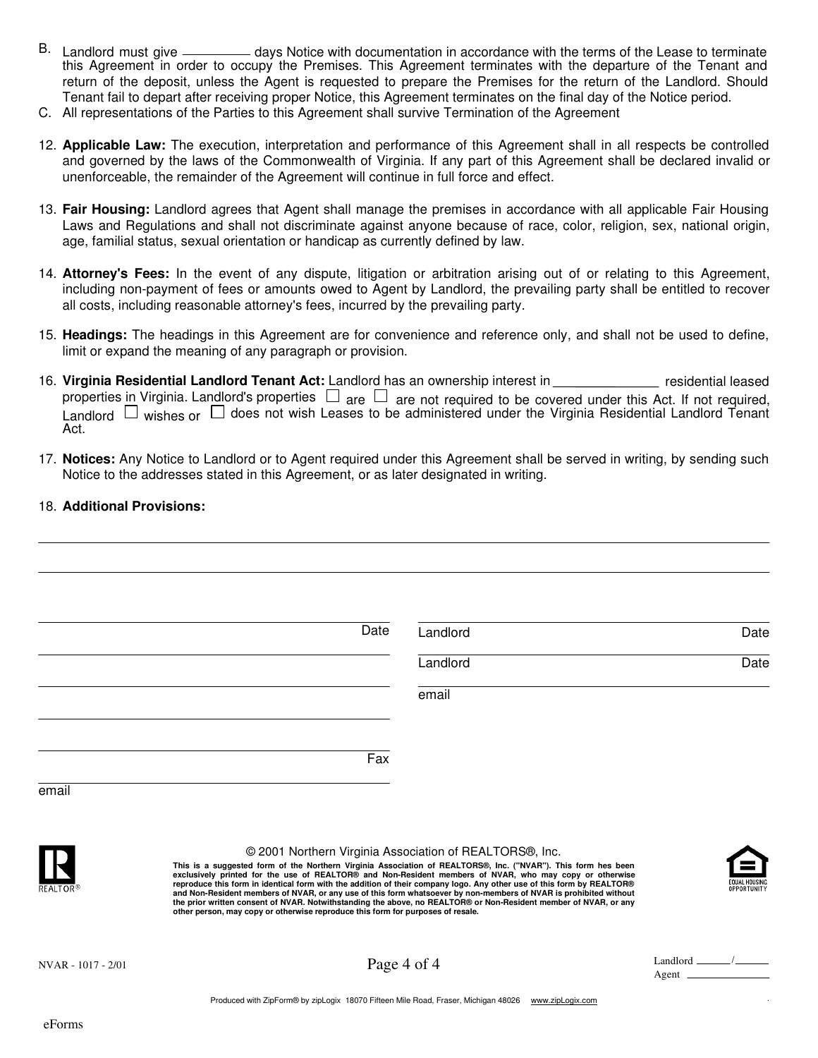B. Landlord must give ________ days Notice with documentation in accordance with the terms of the Lease to terminate this Agreement in order to occupy the Premises. This Agreement terminates with the departure of the Tenant and return of the deposit, unless the Agent is requested to prepare the Premises for the return of the Landlord. Should Tenant fail to depart after receiving proper Notice, this Agreement terminates on the final day of the Notice period.

C. All representations of the Parties to this Agreement shall survive Termination of the Agreement

12. **Applicable Law:** The execution, interpretation and performance of this Agreement shall in all respects be controlled and governed by the laws of the Commonwealth of Virginia. If any part of this Agreement shall be declared invalid or unenforceable, the remainder of the Agreement will continue in full force and effect.

13. **Fair Housing:** Landlord agrees that Agent shall manage the premises in accordance with all applicable Fair Housing Laws and Regulations and shall not discriminate against anyone because of race, color, religion, sex, national origin, age, familial status, sexual orientation or handicap as currently defined by law.

14. **Attorney's Fees:** In the event of any dispute, litigation or arbitration arising out of or relating to this Agreement, including non-payment of fees or amounts owed to Agent by Landlord, the prevailing party shall be entitled to recover all costs, including reasonable attorney's fees, incurred by the prevailing party.

15. **Headings:** The headings in this Agreement are for convenience and reference only, and shall not be used to define, limit or expand the meaning of any paragraph or provision.

16. **Virginia Residential Landlord Tenant Act:** Landlord has an ownership interest in ______________ residential leased properties in Virginia. Landlord's properties ☐ are ☐ are not required to be covered under this Act. If not required, Landlord ☐ wishes or ☐ does not wish Leases to be administered under the Virginia Residential Landlord Tenant Act.

17. **Notices:** Any Notice to Landlord or to Agent required under this Agreement shall be served in writing, by sending such Notice to the addresses stated in this Agreement, or as later designated in writing.

18. **Additional Provisions:**

______________________________________________________________________

______________________________________________________________________

______________________________ Date    Landlord ______________________________ Date

______________________________    Landlord ______________________________ Date

______________________________    email ______________________________

______________________________

______________________________ Fax

______________________________

email

© 2001 Northern Virginia Association of REALTORS®, Inc.

**This is a suggested form of the Northern Virginia Association of REALTORS®, Inc. ("NVAR"). This form hes been exclusively printed for the use of REALTOR® and Non-Resident members of NVAR, who may copy or otherwise reproduce this form in identical form with the addition of their company logo. Any other use of this form by REALTOR® and Non-Resident members of NVAR, or any use of this form whatsoever by non-members of NVAR is prohibited without the prior written consent of NVAR. Notwithstanding the above, no REALTOR® or Non-Resident member of NVAR, or any other person, may copy or otherwise reproduce this form for purposes of resale.**

NVAR - 1017 - 2/01

Landlord ______/______
Agent ____________

Produced with ZipForm® by zipLogix 18070 Fifteen Mile Road, Fraser, Michigan 48026 www.zipLogix.com

eForms